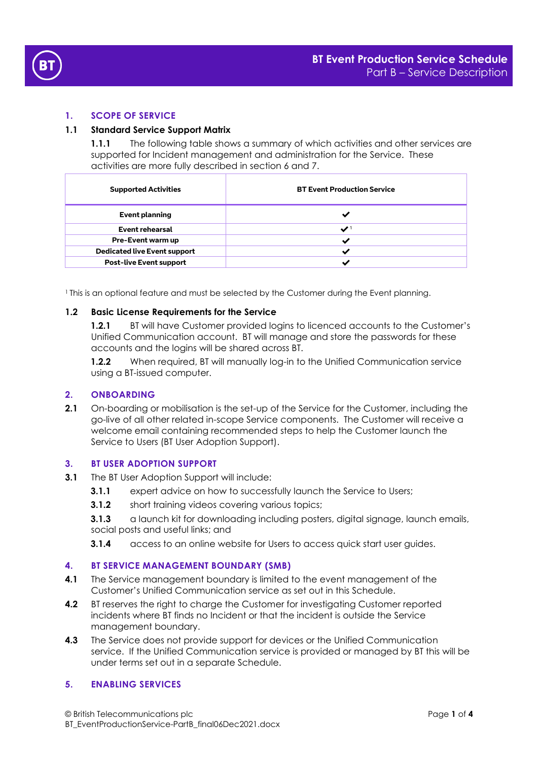# BT Event Production Service Schedule
## Part B – Service Description

## 1. SCOPE OF SERVICE

### 1.1 Standard Service Support Matrix

**1.1.1** The following table shows a summary of which activities and other services are supported for Incident management and administration for the Service. These activities are more fully described in section 6 and 7.

| Supported Activities | BT Event Production Service |
|---|---|
| **Event planning** | ✔ |
| **Event rehearsal** | ✔[1] |
| **Pre-Event warm up** | ✔ |
| **Dedicated live Event support** | ✔ |
| **Post-live Event support** | ✔ |

[1] This is an optional feature and must be selected by the Customer during the Event planning.

### 1.2 Basic License Requirements for the Service

**1.2.1** BT will have Customer provided logins to licenced accounts to the Customer's Unified Communication account. BT will manage and store the passwords for these accounts and the logins will be shared across BT.

**1.2.2** When required, BT will manually log-in to the Unified Communication service using a BT-issued computer.

## 2. ONBOARDING

**2.1** On-boarding or mobilisation is the set-up of the Service for the Customer, including the go-live of all other related in-scope Service components. The Customer will receive a welcome email containing recommended steps to help the Customer launch the Service to Users (BT User Adoption Support).

## 3. BT USER ADOPTION SUPPORT

**3.1** The BT User Adoption Support will include:

**3.1.1** expert advice on how to successfully launch the Service to Users;

**3.1.2** short training videos covering various topics;

**3.1.3** a launch kit for downloading including posters, digital signage, launch emails, social posts and useful links; and

**3.1.4** access to an online website for Users to access quick start user guides.

## 4. BT SERVICE MANAGEMENT BOUNDARY (SMB)

**4.1** The Service management boundary is limited to the event management of the Customer's Unified Communication service as set out in this Schedule.

**4.2** BT reserves the right to charge the Customer for investigating Customer reported incidents where BT finds no Incident or that the incident is outside the Service management boundary.

**4.3** The Service does not provide support for devices or the Unified Communication service. If the Unified Communication service is provided or managed by BT this will be under terms set out in a separate Schedule.

## 5. ENABLING SERVICES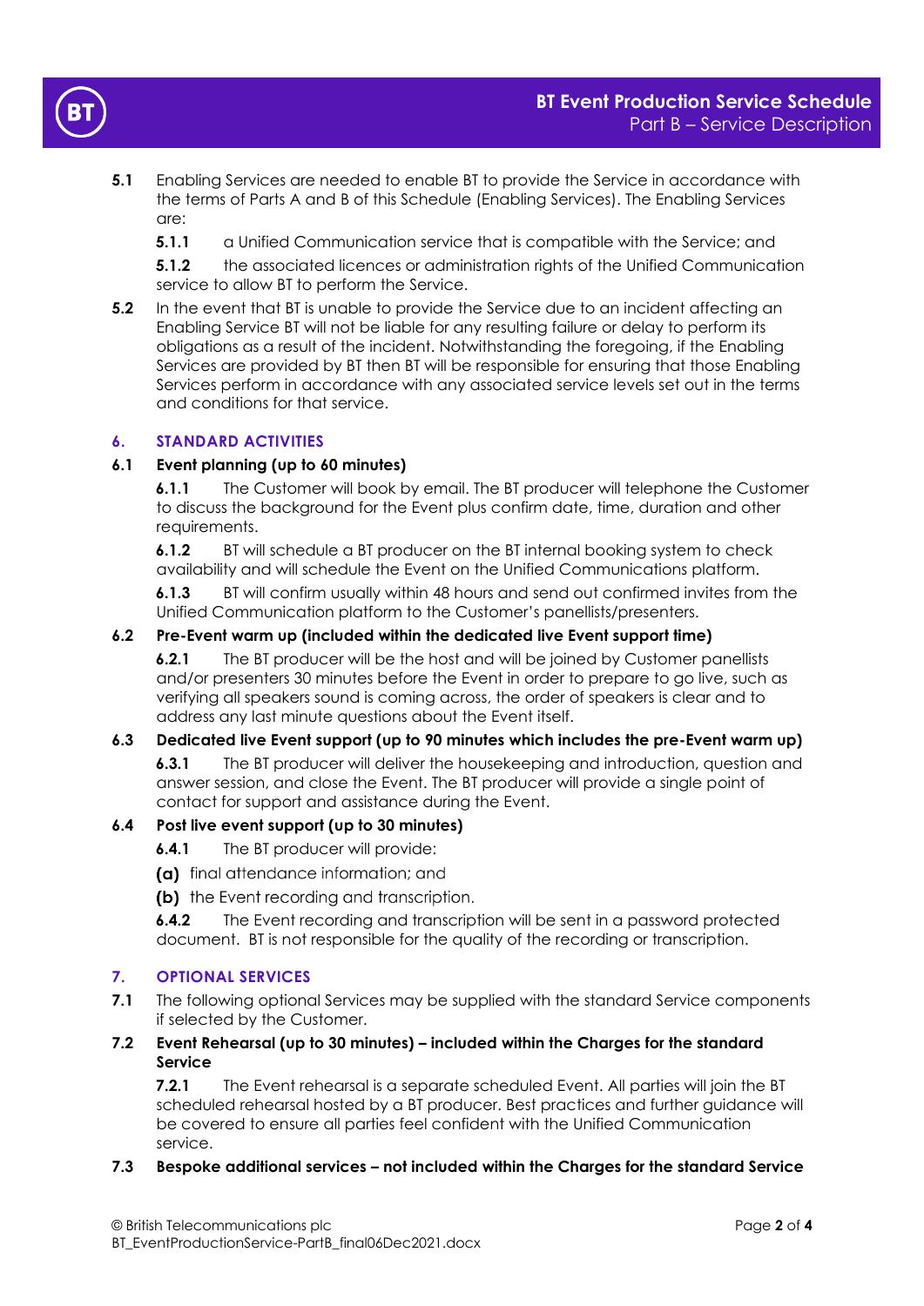**5.1** Enabling Services are needed to enable BT to provide the Service in accordance with the terms of Parts A and B of this Schedule (Enabling Services). The Enabling Services are:

**5.1.1** a Unified Communication service that is compatible with the Service; and

**5.1.2** the associated licences or administration rights of the Unified Communication service to allow BT to perform the Service.

**5.2** In the event that BT is unable to provide the Service due to an incident affecting an Enabling Service BT will not be liable for any resulting failure or delay to perform its obligations as a result of the incident. Notwithstanding the foregoing, if the Enabling Services are provided by BT then BT will be responsible for ensuring that those Enabling Services perform in accordance with any associated service levels set out in the terms and conditions for that service.

## 6. STANDARD ACTIVITIES

### 6.1 Event planning (up to 60 minutes)

**6.1.1** The Customer will book by email. The BT producer will telephone the Customer to discuss the background for the Event plus confirm date, time, duration and other requirements.

**6.1.2** BT will schedule a BT producer on the BT internal booking system to check availability and will schedule the Event on the Unified Communications platform.

**6.1.3** BT will confirm usually within 48 hours and send out confirmed invites from the Unified Communication platform to the Customer's panellists/presenters.

### 6.2 Pre-Event warm up (included within the dedicated live Event support time)

**6.2.1** The BT producer will be the host and will be joined by Customer panellists and/or presenters 30 minutes before the Event in order to prepare to go live, such as verifying all speakers sound is coming across, the order of speakers is clear and to address any last minute questions about the Event itself.

### 6.3 Dedicated live Event support (up to 90 minutes which includes the pre-Event warm up)

**6.3.1** The BT producer will deliver the housekeeping and introduction, question and answer session, and close the Event. The BT producer will provide a single point of contact for support and assistance during the Event.

### 6.4 Post live event support (up to 30 minutes)

**6.4.1** The BT producer will provide:

**(a)** final attendance information; and

**(b)** the Event recording and transcription.

**6.4.2** The Event recording and transcription will be sent in a password protected document. BT is not responsible for the quality of the recording or transcription.

## 7. OPTIONAL SERVICES

**7.1** The following optional Services may be supplied with the standard Service components if selected by the Customer.

### 7.2 Event Rehearsal (up to 30 minutes) – included within the Charges for the standard Service

**7.2.1** The Event rehearsal is a separate scheduled Event. All parties will join the BT scheduled rehearsal hosted by a BT producer. Best practices and further guidance will be covered to ensure all parties feel confident with the Unified Communication service.

### 7.3 Bespoke additional services – not included within the Charges for the standard Service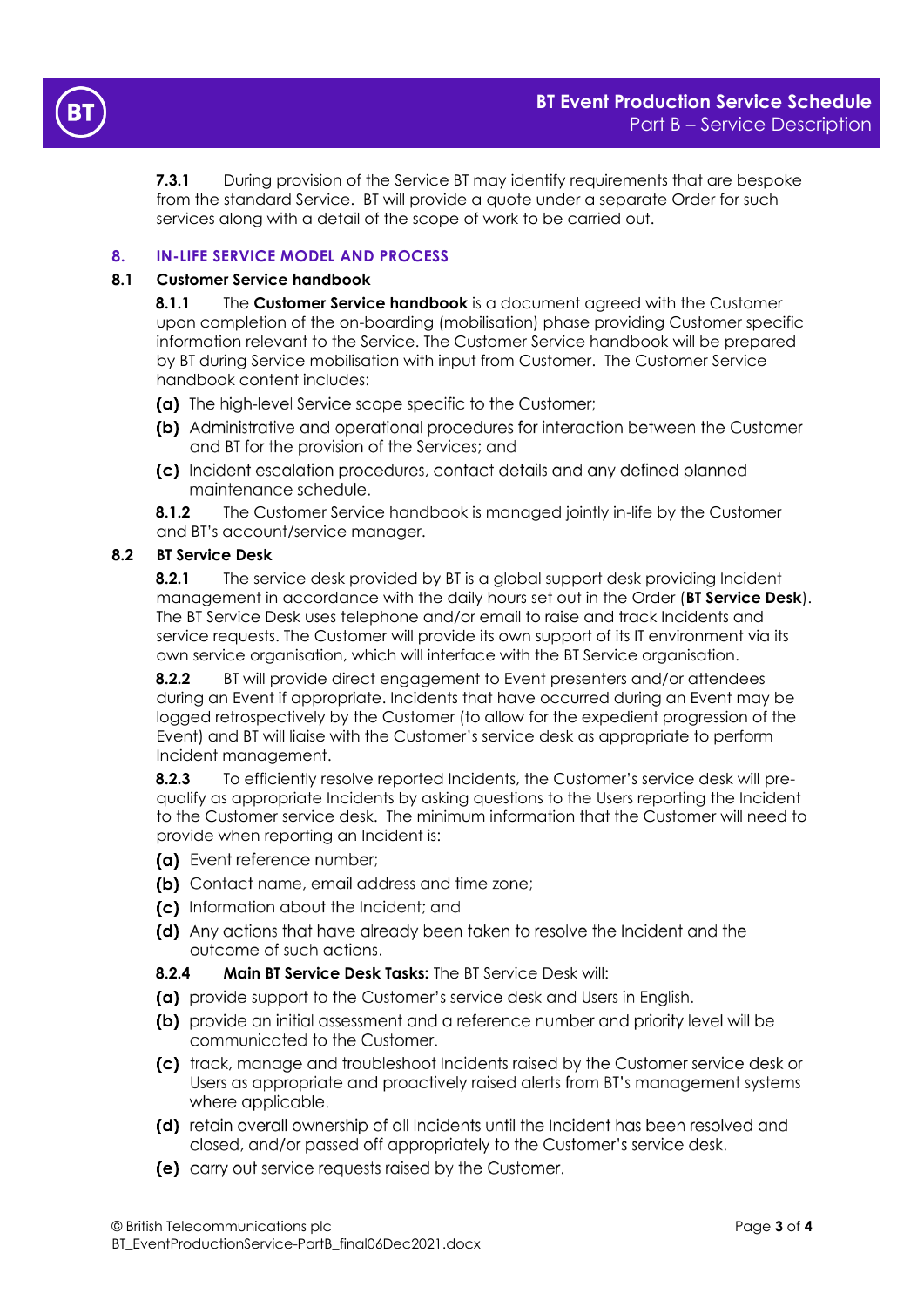**7.3.1** During provision of the Service BT may identify requirements that are bespoke from the standard Service. BT will provide a quote under a separate Order for such services along with a detail of the scope of work to be carried out.

## 8. IN-LIFE SERVICE MODEL AND PROCESS

### 8.1 Customer Service handbook

**8.1.1** The **Customer Service handbook** is a document agreed with the Customer upon completion of the on-boarding (mobilisation) phase providing Customer specific information relevant to the Service. The Customer Service handbook will be prepared by BT during Service mobilisation with input from Customer. The Customer Service handbook content includes:

- **(a)** The high-level Service scope specific to the Customer;
- **(b)** Administrative and operational procedures for interaction between the Customer and BT for the provision of the Services; and
- **(c)** Incident escalation procedures, contact details and any defined planned maintenance schedule.

**8.1.2** The Customer Service handbook is managed jointly in-life by the Customer and BT's account/service manager.

### 8.2 BT Service Desk

**8.2.1** The service desk provided by BT is a global support desk providing Incident management in accordance with the daily hours set out in the Order (**BT Service Desk**). The BT Service Desk uses telephone and/or email to raise and track Incidents and service requests. The Customer will provide its own support of its IT environment via its own service organisation, which will interface with the BT Service organisation.

**8.2.2** BT will provide direct engagement to Event presenters and/or attendees during an Event if appropriate. Incidents that have occurred during an Event may be logged retrospectively by the Customer (to allow for the expedient progression of the Event) and BT will liaise with the Customer's service desk as appropriate to perform Incident management.

**8.2.3** To efficiently resolve reported Incidents, the Customer's service desk will pre-qualify as appropriate Incidents by asking questions to the Users reporting the Incident to the Customer service desk. The minimum information that the Customer will need to provide when reporting an Incident is:

- **(a)** Event reference number;
- **(b)** Contact name, email address and time zone;
- **(c)** Information about the Incident; and
- **(d)** Any actions that have already been taken to resolve the Incident and the outcome of such actions.

**8.2.4 Main BT Service Desk Tasks:** The BT Service Desk will:

- **(a)** provide support to the Customer's service desk and Users in English.
- **(b)** provide an initial assessment and a reference number and priority level will be communicated to the Customer.
- **(c)** track, manage and troubleshoot Incidents raised by the Customer service desk or Users as appropriate and proactively raised alerts from BT's management systems where applicable.
- **(d)** retain overall ownership of all Incidents until the Incident has been resolved and closed, and/or passed off appropriately to the Customer's service desk.
- **(e)** carry out service requests raised by the Customer.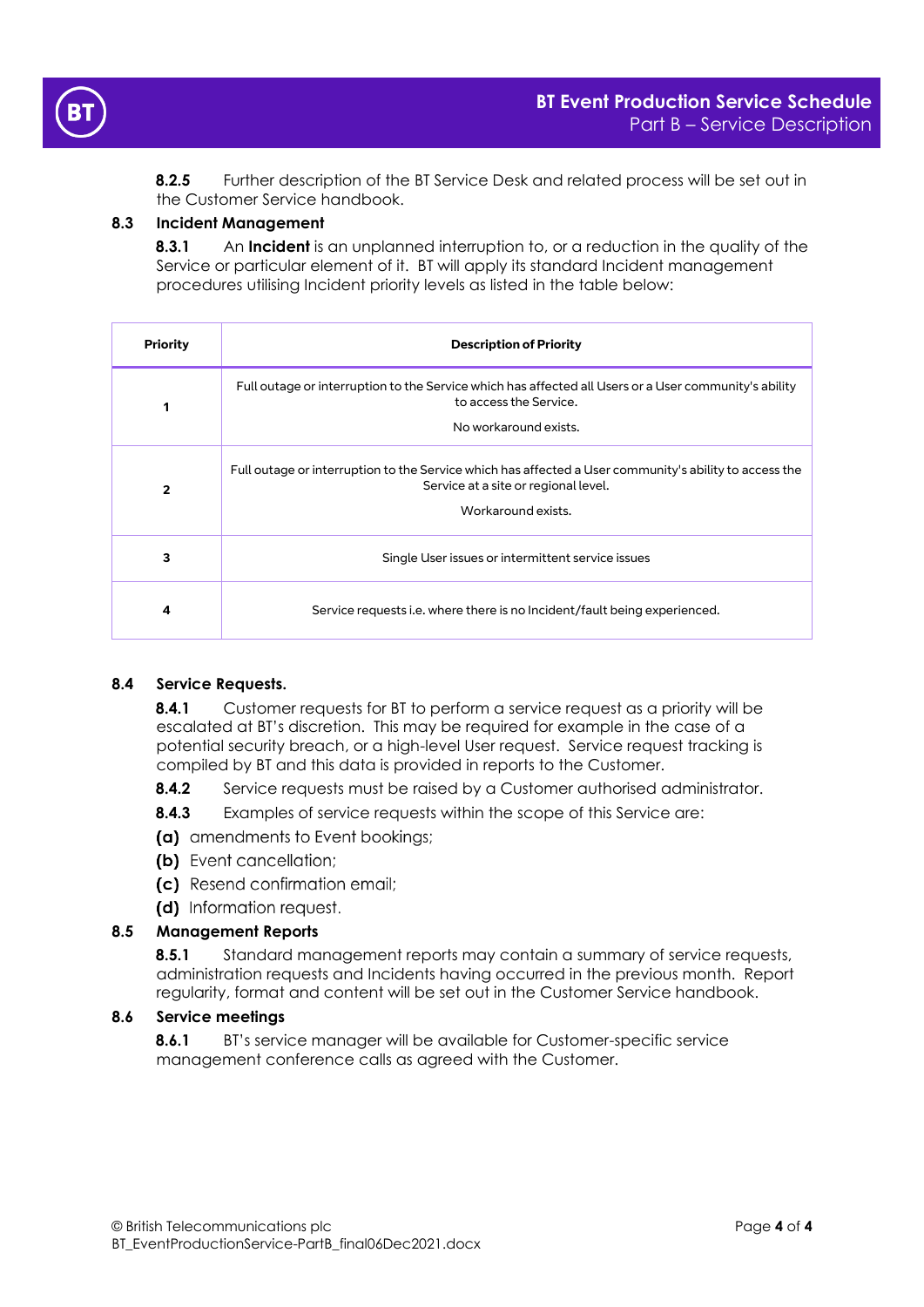**8.2.5** Further description of the BT Service Desk and related process will be set out in the Customer Service handbook.

### 8.3 Incident Management

**8.3.1** An **Incident** is an unplanned interruption to, or a reduction in the quality of the Service or particular element of it. BT will apply its standard Incident management procedures utilising Incident priority levels as listed in the table below:

| Priority | Description of Priority |
| --- | --- |
| 1 | Full outage or interruption to the Service which has affected all Users or a User community's ability to access the Service.<br><br>No workaround exists. |
| 2 | Full outage or interruption to the Service which has affected a User community's ability to access the Service at a site or regional level.<br><br>Workaround exists. |
| 3 | Single User issues or intermittent service issues |
| 4 | Service requests i.e. where there is no Incident/fault being experienced. |

### 8.4 Service Requests.

**8.4.1** Customer requests for BT to perform a service request as a priority will be escalated at BT's discretion. This may be required for example in the case of a potential security breach, or a high-level User request. Service request tracking is compiled by BT and this data is provided in reports to the Customer.

**8.4.2** Service requests must be raised by a Customer authorised administrator.

**8.4.3** Examples of service requests within the scope of this Service are:

**(a)** amendments to Event bookings;

**(b)** Event cancellation;

**(c)** Resend confirmation email;

**(d)** Information request.

### 8.5 Management Reports

**8.5.1** Standard management reports may contain a summary of service requests, administration requests and Incidents having occurred in the previous month. Report regularity, format and content will be set out in the Customer Service handbook.

### 8.6 Service meetings

**8.6.1** BT's service manager will be available for Customer-specific service management conference calls as agreed with the Customer.